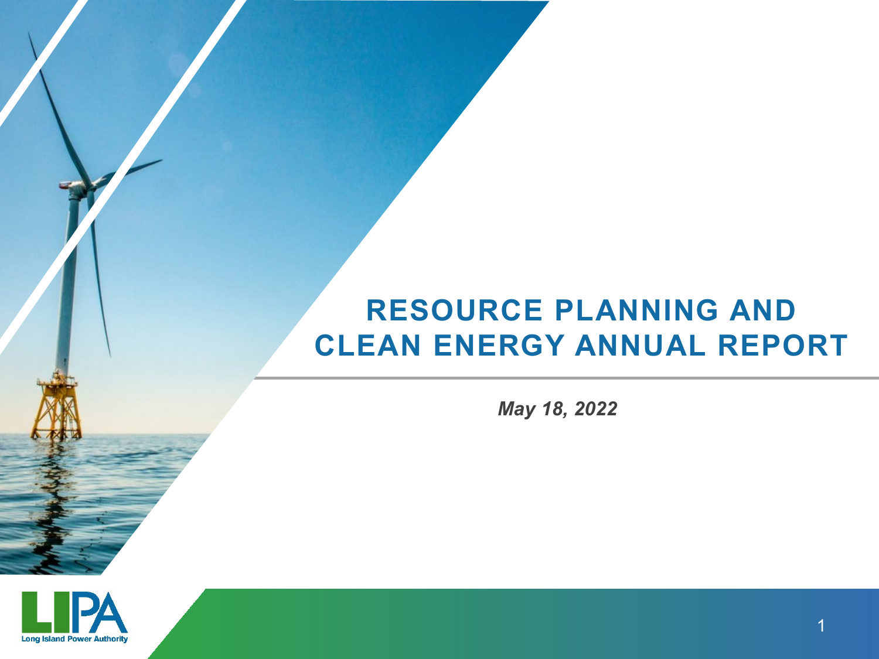# RESOURCE PLANNING AND CLEAN ENERGY ANNUAL REPORT

*May 18, 2022*

LIPA
Long Island Power Authority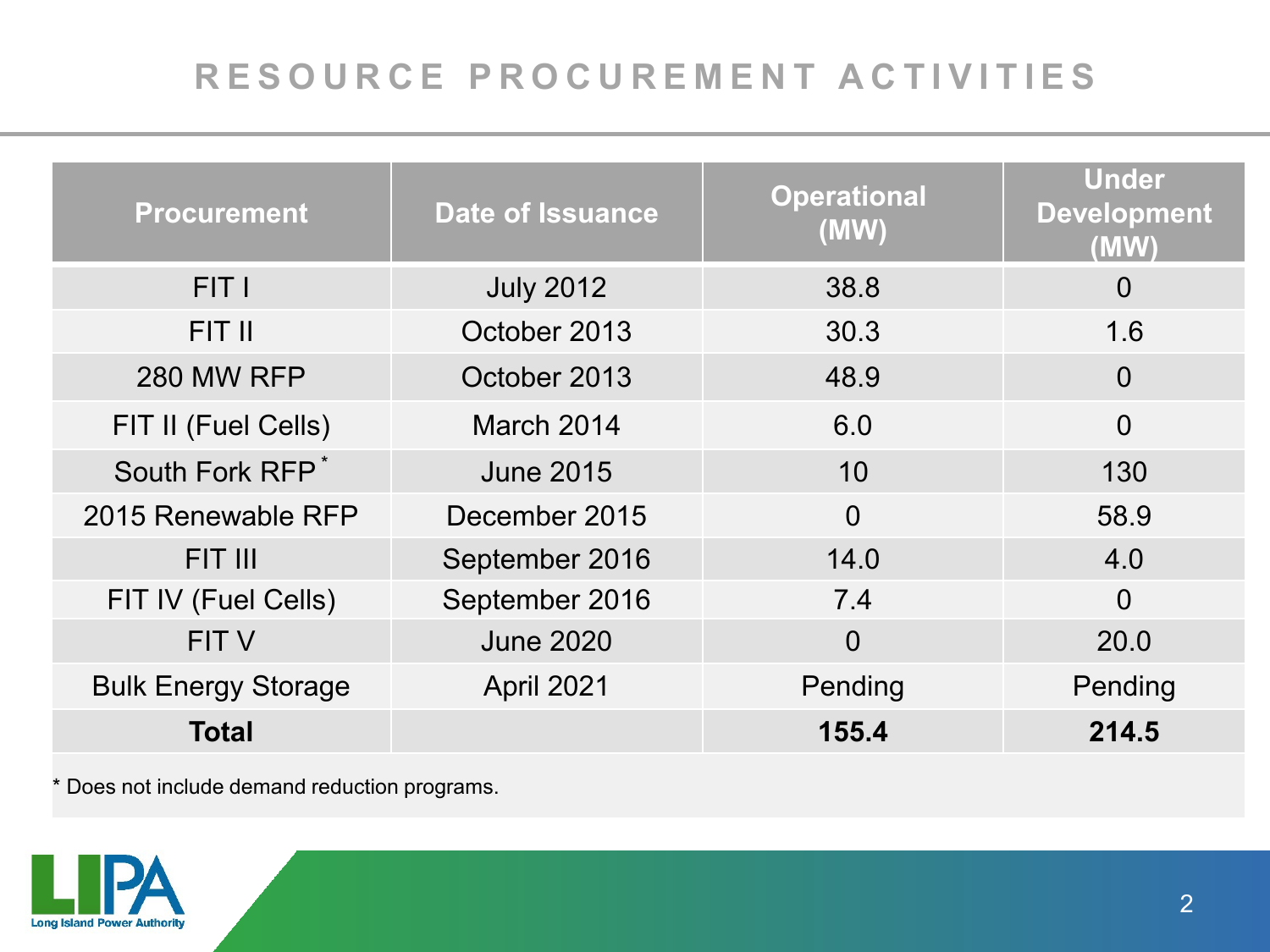# RESOURCE PROCUREMENT ACTIVITIES

| Procurement | Date of Issuance | Operational (MW) | Under Development (MW) |
|---|---|---|---|
| FIT I | July 2012 | 38.8 | 0 |
| FIT II | October 2013 | 30.3 | 1.6 |
| 280 MW RFP | October 2013 | 48.9 | 0 |
| FIT II (Fuel Cells) | March 2014 | 6.0 | 0 |
| South Fork RFP* | June 2015 | 10 | 130 |
| 2015 Renewable RFP | December 2015 | 0 | 58.9 |
| FIT III | September 2016 | 14.0 | 4.0 |
| FIT IV (Fuel Cells) | September 2016 | 7.4 | 0 |
| FIT V | June 2020 | 0 | 20.0 |
| Bulk Energy Storage | April 2021 | Pending | Pending |
| **Total** | | **155.4** | **214.5** |

* Does not include demand reduction programs.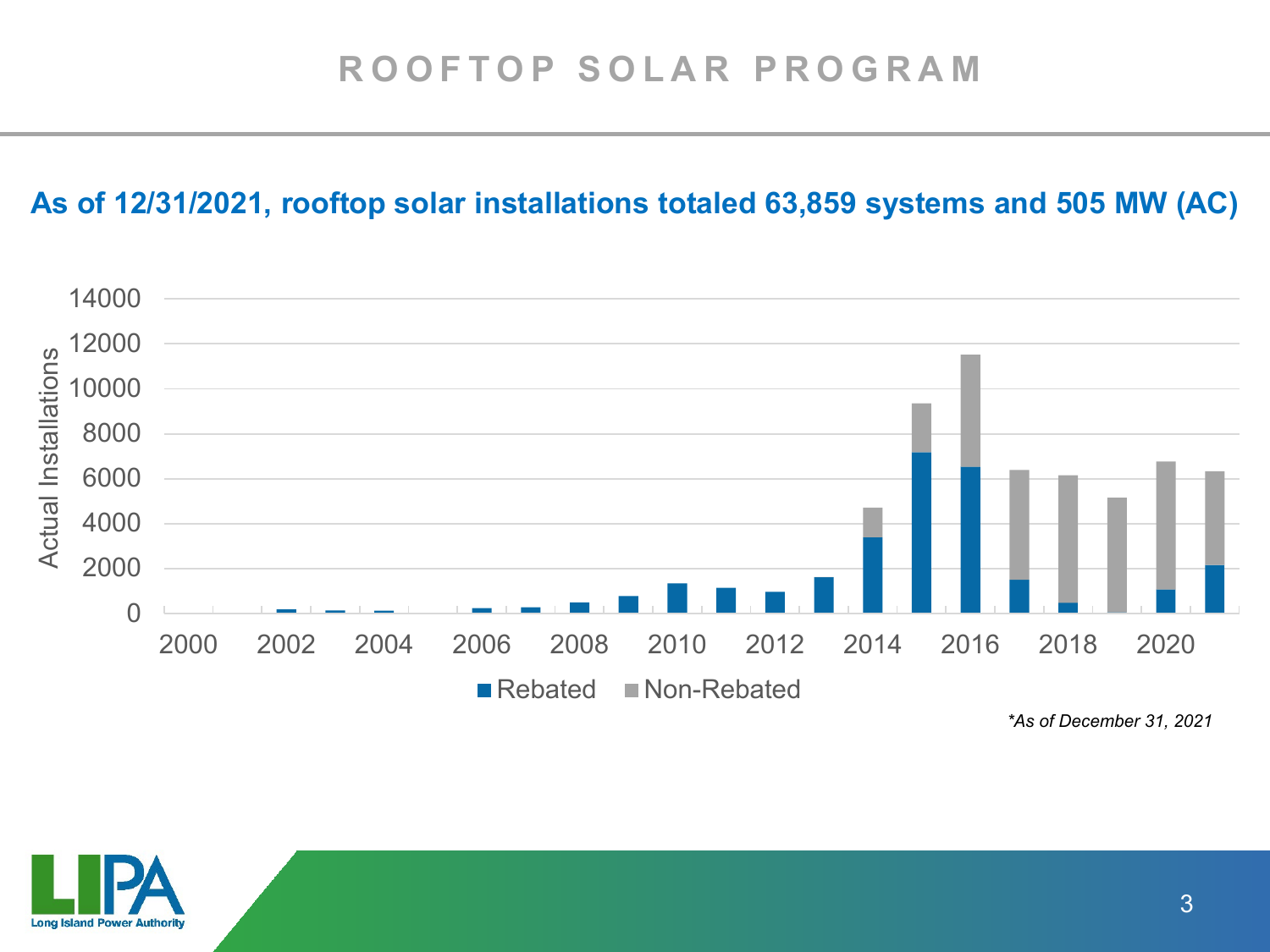# ROOFTOP SOLAR PROGRAM

## As of 12/31/2021, rooftop solar installations totaled 63,859 systems and 505 MW (AC)

*As of December 31, 2021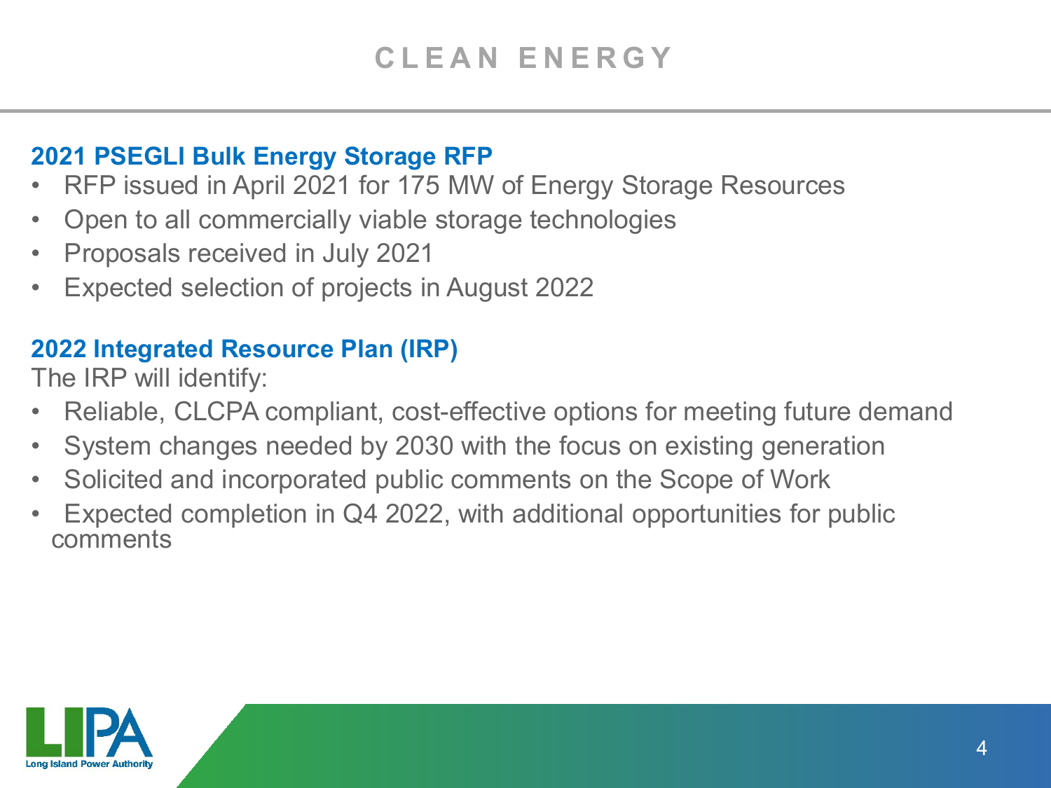# CLEAN ENERGY

## 2021 PSEGLI Bulk Energy Storage RFP

- RFP issued in April 2021 for 175 MW of Energy Storage Resources
- Open to all commercially viable storage technologies
- Proposals received in July 2021
- Expected selection of projects in August 2022

## 2022 Integrated Resource Plan (IRP)

The IRP will identify:

- Reliable, CLCPA compliant, cost-effective options for meeting future demand
- System changes needed by 2030 with the focus on existing generation
- Solicited and incorporated public comments on the Scope of Work
- Expected completion in Q4 2022, with additional opportunities for public comments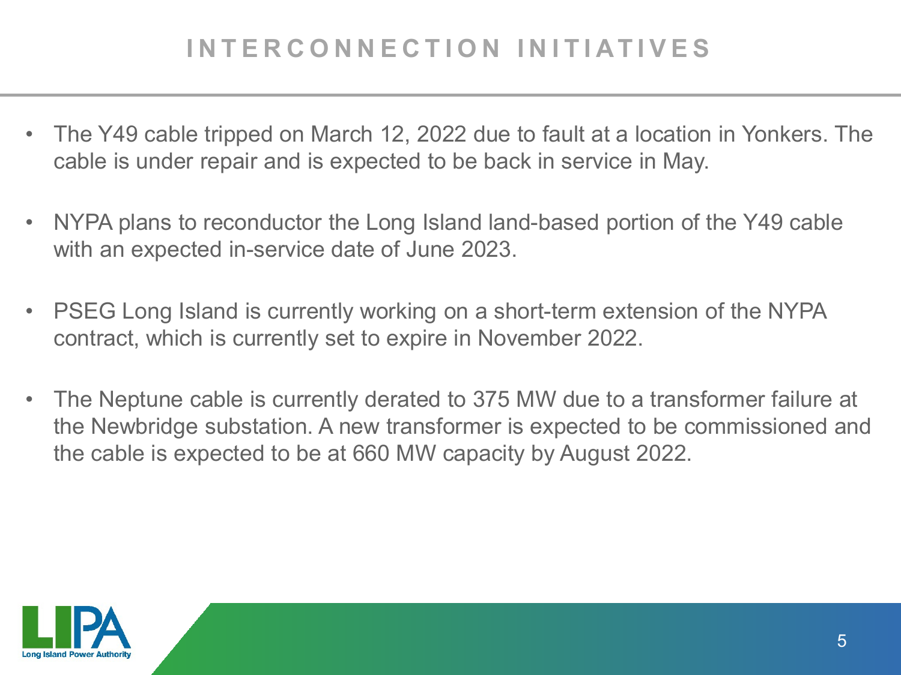# INTERCONNECTION INITIATIVES

- The Y49 cable tripped on March 12, 2022 due to fault at a location in Yonkers. The cable is under repair and is expected to be back in service in May.
- NYPA plans to reconductor the Long Island land-based portion of the Y49 cable with an expected in-service date of June 2023.
- PSEG Long Island is currently working on a short-term extension of the NYPA contract, which is currently set to expire in November 2022.
- The Neptune cable is currently derated to 375 MW due to a transformer failure at the Newbridge substation. A new transformer is expected to be commissioned and the cable is expected to be at 660 MW capacity by August 2022.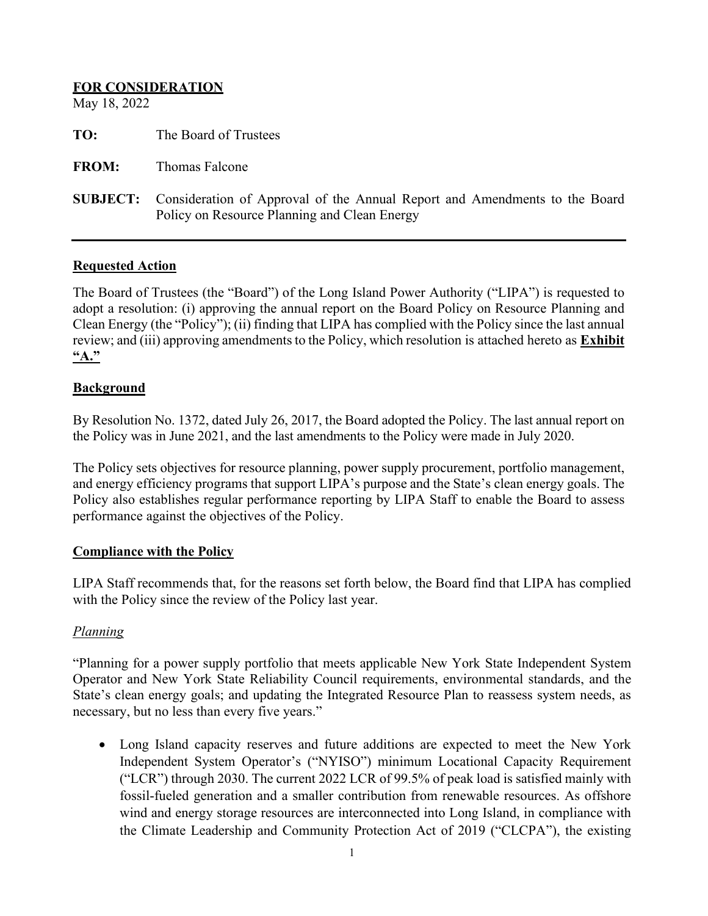**FOR CONSIDERATION**

May 18, 2022

**TO:** The Board of Trustees

**FROM:** Thomas Falcone

**SUBJECT:** Consideration of Approval of the Annual Report and Amendments to the Board Policy on Resource Planning and Clean Energy

---

## Requested Action

The Board of Trustees (the "Board") of the Long Island Power Authority ("LIPA") is requested to adopt a resolution: (i) approving the annual report on the Board Policy on Resource Planning and Clean Energy (the "Policy"); (ii) finding that LIPA has complied with the Policy since the last annual review; and (iii) approving amendments to the Policy, which resolution is attached hereto as **Exhibit "A."**

## Background

By Resolution No. 1372, dated July 26, 2017, the Board adopted the Policy. The last annual report on the Policy was in June 2021, and the last amendments to the Policy were made in July 2020.

The Policy sets objectives for resource planning, power supply procurement, portfolio management, and energy efficiency programs that support LIPA's purpose and the State's clean energy goals. The Policy also establishes regular performance reporting by LIPA Staff to enable the Board to assess performance against the objectives of the Policy.

## Compliance with the Policy

LIPA Staff recommends that, for the reasons set forth below, the Board find that LIPA has complied with the Policy since the review of the Policy last year.

### *Planning*

"Planning for a power supply portfolio that meets applicable New York State Independent System Operator and New York State Reliability Council requirements, environmental standards, and the State's clean energy goals; and updating the Integrated Resource Plan to reassess system needs, as necessary, but no less than every five years."

- Long Island capacity reserves and future additions are expected to meet the New York Independent System Operator's ("NYISO") minimum Locational Capacity Requirement ("LCR") through 2030. The current 2022 LCR of 99.5% of peak load is satisfied mainly with fossil-fueled generation and a smaller contribution from renewable resources. As offshore wind and energy storage resources are interconnected into Long Island, in compliance with the Climate Leadership and Community Protection Act of 2019 ("CLCPA"), the existing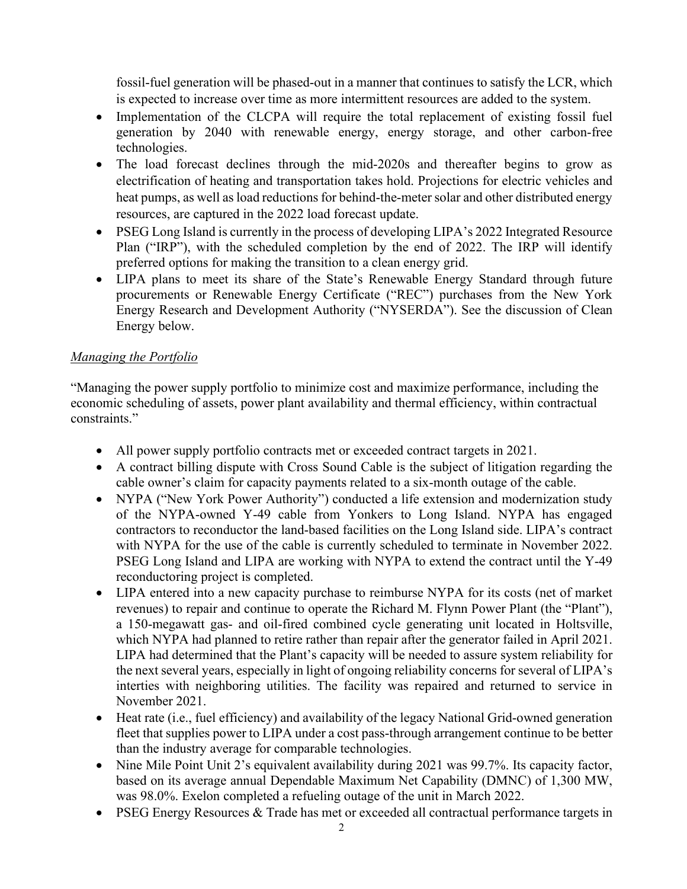fossil-fuel generation will be phased-out in a manner that continues to satisfy the LCR, which is expected to increase over time as more intermittent resources are added to the system.

- Implementation of the CLCPA will require the total replacement of existing fossil fuel generation by 2040 with renewable energy, energy storage, and other carbon-free technologies.
- The load forecast declines through the mid-2020s and thereafter begins to grow as electrification of heating and transportation takes hold. Projections for electric vehicles and heat pumps, as well as load reductions for behind-the-meter solar and other distributed energy resources, are captured in the 2022 load forecast update.
- PSEG Long Island is currently in the process of developing LIPA's 2022 Integrated Resource Plan ("IRP"), with the scheduled completion by the end of 2022. The IRP will identify preferred options for making the transition to a clean energy grid.
- LIPA plans to meet its share of the State's Renewable Energy Standard through future procurements or Renewable Energy Certificate ("REC") purchases from the New York Energy Research and Development Authority ("NYSERDA"). See the discussion of Clean Energy below.

*Managing the Portfolio*

"Managing the power supply portfolio to minimize cost and maximize performance, including the economic scheduling of assets, power plant availability and thermal efficiency, within contractual constraints."

- All power supply portfolio contracts met or exceeded contract targets in 2021.
- A contract billing dispute with Cross Sound Cable is the subject of litigation regarding the cable owner's claim for capacity payments related to a six-month outage of the cable.
- NYPA ("New York Power Authority") conducted a life extension and modernization study of the NYPA-owned Y-49 cable from Yonkers to Long Island. NYPA has engaged contractors to reconductor the land-based facilities on the Long Island side. LIPA's contract with NYPA for the use of the cable is currently scheduled to terminate in November 2022. PSEG Long Island and LIPA are working with NYPA to extend the contract until the Y-49 reconductoring project is completed.
- LIPA entered into a new capacity purchase to reimburse NYPA for its costs (net of market revenues) to repair and continue to operate the Richard M. Flynn Power Plant (the "Plant"), a 150-megawatt gas- and oil-fired combined cycle generating unit located in Holtsville, which NYPA had planned to retire rather than repair after the generator failed in April 2021. LIPA had determined that the Plant's capacity will be needed to assure system reliability for the next several years, especially in light of ongoing reliability concerns for several of LIPA's interties with neighboring utilities. The facility was repaired and returned to service in November 2021.
- Heat rate (i.e., fuel efficiency) and availability of the legacy National Grid-owned generation fleet that supplies power to LIPA under a cost pass-through arrangement continue to be better than the industry average for comparable technologies.
- Nine Mile Point Unit 2's equivalent availability during 2021 was 99.7%. Its capacity factor, based on its average annual Dependable Maximum Net Capability (DMNC) of 1,300 MW, was 98.0%. Exelon completed a refueling outage of the unit in March 2022.
- PSEG Energy Resources & Trade has met or exceeded all contractual performance targets in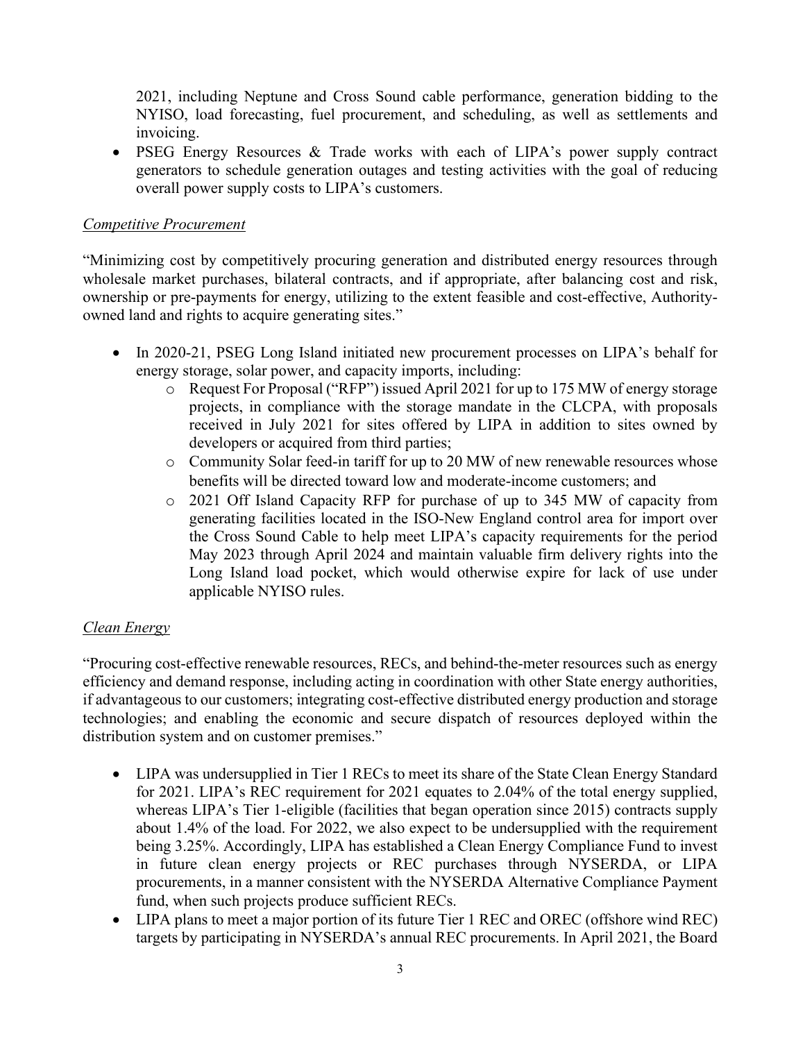2021, including Neptune and Cross Sound cable performance, generation bidding to the NYISO, load forecasting, fuel procurement, and scheduling, as well as settlements and invoicing.
- PSEG Energy Resources & Trade works with each of LIPA's power supply contract generators to schedule generation outages and testing activities with the goal of reducing overall power supply costs to LIPA's customers.

*Competitive Procurement*

"Minimizing cost by competitively procuring generation and distributed energy resources through wholesale market purchases, bilateral contracts, and if appropriate, after balancing cost and risk, ownership or pre-payments for energy, utilizing to the extent feasible and cost-effective, Authority-owned land and rights to acquire generating sites."

- In 2020-21, PSEG Long Island initiated new procurement processes on LIPA's behalf for energy storage, solar power, and capacity imports, including:
  - Request For Proposal ("RFP") issued April 2021 for up to 175 MW of energy storage projects, in compliance with the storage mandate in the CLCPA, with proposals received in July 2021 for sites offered by LIPA in addition to sites owned by developers or acquired from third parties;
  - Community Solar feed-in tariff for up to 20 MW of new renewable resources whose benefits will be directed toward low and moderate-income customers; and
  - 2021 Off Island Capacity RFP for purchase of up to 345 MW of capacity from generating facilities located in the ISO-New England control area for import over the Cross Sound Cable to help meet LIPA's capacity requirements for the period May 2023 through April 2024 and maintain valuable firm delivery rights into the Long Island load pocket, which would otherwise expire for lack of use under applicable NYISO rules.

*Clean Energy*

"Procuring cost-effective renewable resources, RECs, and behind-the-meter resources such as energy efficiency and demand response, including acting in coordination with other State energy authorities, if advantageous to our customers; integrating cost-effective distributed energy production and storage technologies; and enabling the economic and secure dispatch of resources deployed within the distribution system and on customer premises."

- LIPA was undersupplied in Tier 1 RECs to meet its share of the State Clean Energy Standard for 2021. LIPA's REC requirement for 2021 equates to 2.04% of the total energy supplied, whereas LIPA's Tier 1-eligible (facilities that began operation since 2015) contracts supply about 1.4% of the load. For 2022, we also expect to be undersupplied with the requirement being 3.25%. Accordingly, LIPA has established a Clean Energy Compliance Fund to invest in future clean energy projects or REC purchases through NYSERDA, or LIPA procurements, in a manner consistent with the NYSERDA Alternative Compliance Payment fund, when such projects produce sufficient RECs.
- LIPA plans to meet a major portion of its future Tier 1 REC and OREC (offshore wind REC) targets by participating in NYSERDA's annual REC procurements. In April 2021, the Board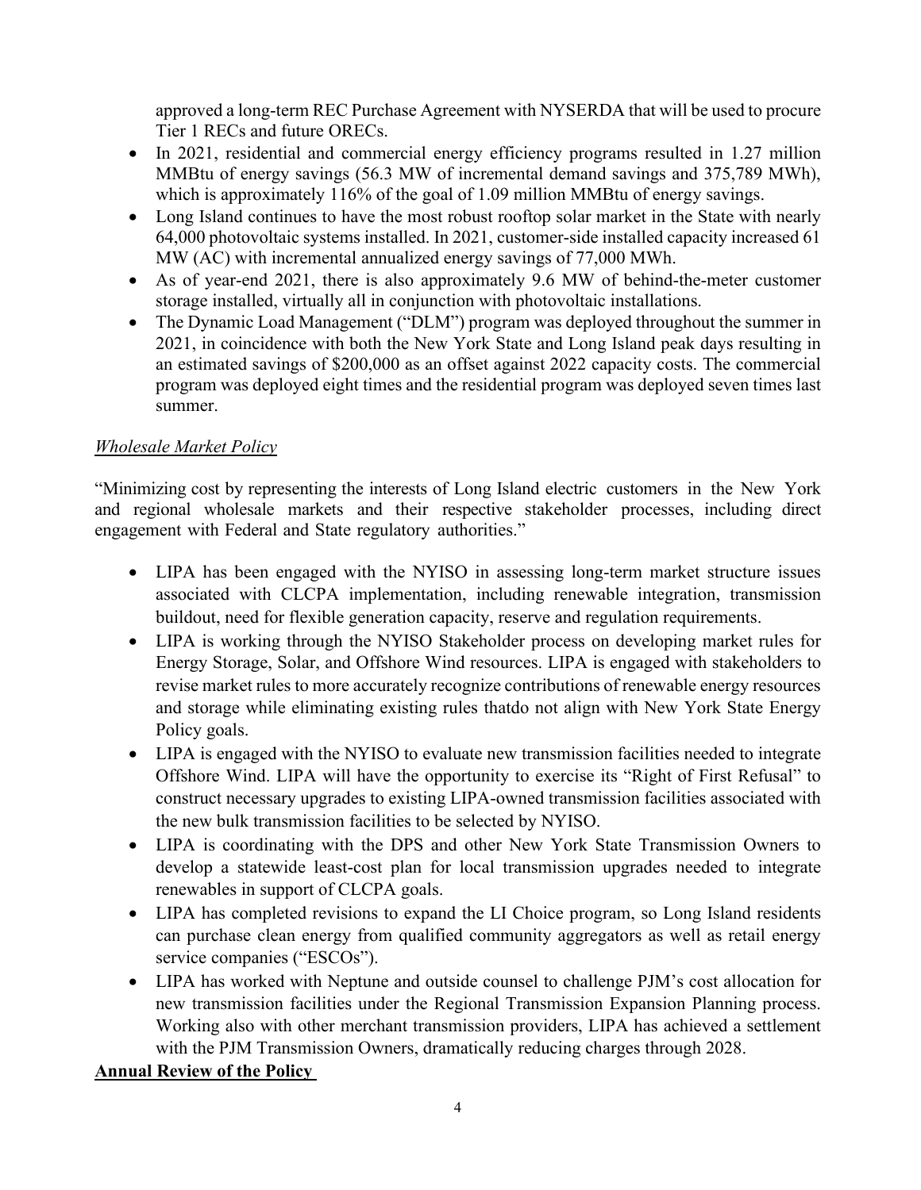approved a long-term REC Purchase Agreement with NYSERDA that will be used to procure Tier 1 RECs and future ORECs.

- In 2021, residential and commercial energy efficiency programs resulted in 1.27 million MMBtu of energy savings (56.3 MW of incremental demand savings and 375,789 MWh), which is approximately 116% of the goal of 1.09 million MMBtu of energy savings.
- Long Island continues to have the most robust rooftop solar market in the State with nearly 64,000 photovoltaic systems installed. In 2021, customer-side installed capacity increased 61 MW (AC) with incremental annualized energy savings of 77,000 MWh.
- As of year-end 2021, there is also approximately 9.6 MW of behind-the-meter customer storage installed, virtually all in conjunction with photovoltaic installations.
- The Dynamic Load Management ("DLM") program was deployed throughout the summer in 2021, in coincidence with both the New York State and Long Island peak days resulting in an estimated savings of $200,000 as an offset against 2022 capacity costs. The commercial program was deployed eight times and the residential program was deployed seven times last summer.

*Wholesale Market Policy*

"Minimizing cost by representing the interests of Long Island electric customers in the New York and regional wholesale markets and their respective stakeholder processes, including direct engagement with Federal and State regulatory authorities."

- LIPA has been engaged with the NYISO in assessing long-term market structure issues associated with CLCPA implementation, including renewable integration, transmission buildout, need for flexible generation capacity, reserve and regulation requirements.
- LIPA is working through the NYISO Stakeholder process on developing market rules for Energy Storage, Solar, and Offshore Wind resources. LIPA is engaged with stakeholders to revise market rules to more accurately recognize contributions of renewable energy resources and storage while eliminating existing rules thatdo not align with New York State Energy Policy goals.
- LIPA is engaged with the NYISO to evaluate new transmission facilities needed to integrate Offshore Wind. LIPA will have the opportunity to exercise its "Right of First Refusal" to construct necessary upgrades to existing LIPA-owned transmission facilities associated with the new bulk transmission facilities to be selected by NYISO.
- LIPA is coordinating with the DPS and other New York State Transmission Owners to develop a statewide least-cost plan for local transmission upgrades needed to integrate renewables in support of CLCPA goals.
- LIPA has completed revisions to expand the LI Choice program, so Long Island residents can purchase clean energy from qualified community aggregators as well as retail energy service companies ("ESCOs").
- LIPA has worked with Neptune and outside counsel to challenge PJM's cost allocation for new transmission facilities under the Regional Transmission Expansion Planning process. Working also with other merchant transmission providers, LIPA has achieved a settlement with the PJM Transmission Owners, dramatically reducing charges through 2028.

**Annual Review of the Policy**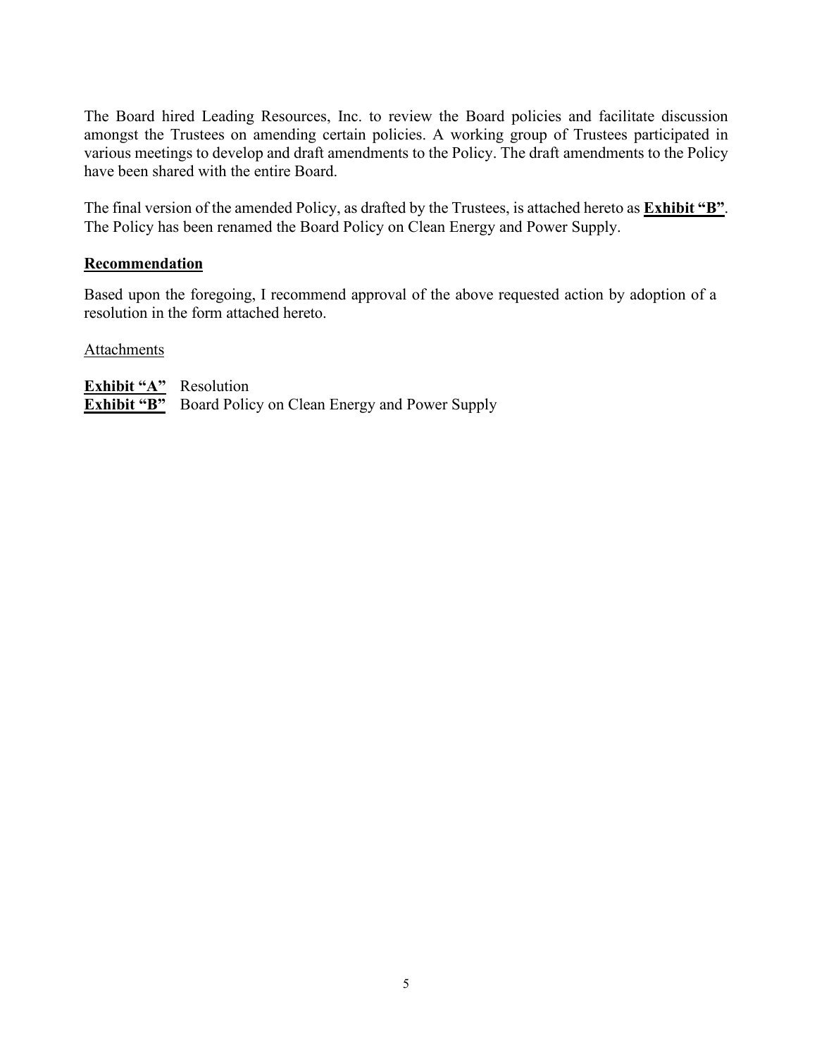The Board hired Leading Resources, Inc. to review the Board policies and facilitate discussion amongst the Trustees on amending certain policies. A working group of Trustees participated in various meetings to develop and draft amendments to the Policy. The draft amendments to the Policy have been shared with the entire Board.

The final version of the amended Policy, as drafted by the Trustees, is attached hereto as **Exhibit "B"**. The Policy has been renamed the Board Policy on Clean Energy and Power Supply.

**Recommendation**

Based upon the foregoing, I recommend approval of the above requested action by adoption of a resolution in the form attached hereto.

Attachments

**Exhibit "A"** Resolution
**Exhibit "B"** Board Policy on Clean Energy and Power Supply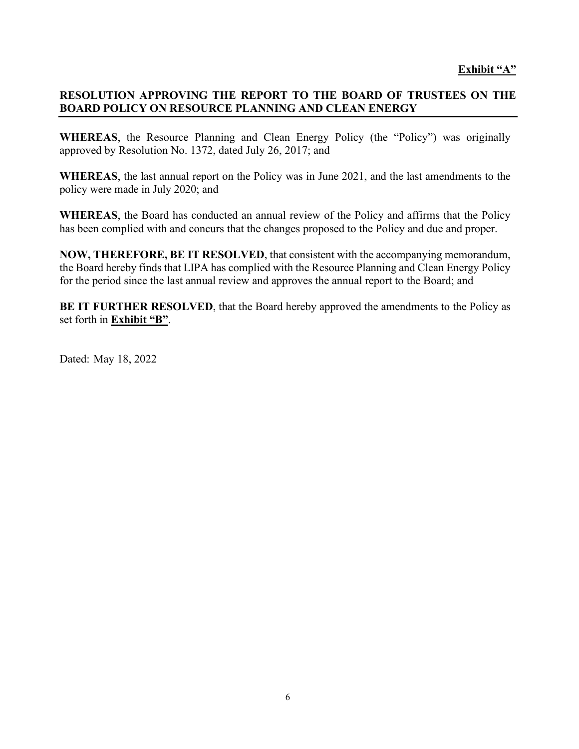**Exhibit "A"**

## RESOLUTION APPROVING THE REPORT TO THE BOARD OF TRUSTEES ON THE BOARD POLICY ON RESOURCE PLANNING AND CLEAN ENERGY

**WHEREAS**, the Resource Planning and Clean Energy Policy (the "Policy") was originally approved by Resolution No. 1372, dated July 26, 2017; and

**WHEREAS**, the last annual report on the Policy was in June 2021, and the last amendments to the policy were made in July 2020; and

**WHEREAS**, the Board has conducted an annual review of the Policy and affirms that the Policy has been complied with and concurs that the changes proposed to the Policy and due and proper.

**NOW, THEREFORE, BE IT RESOLVED**, that consistent with the accompanying memorandum, the Board hereby finds that LIPA has complied with the Resource Planning and Clean Energy Policy for the period since the last annual review and approves the annual report to the Board; and

**BE IT FURTHER RESOLVED**, that the Board hereby approved the amendments to the Policy as set forth in **Exhibit "B"**.

Dated: May 18, 2022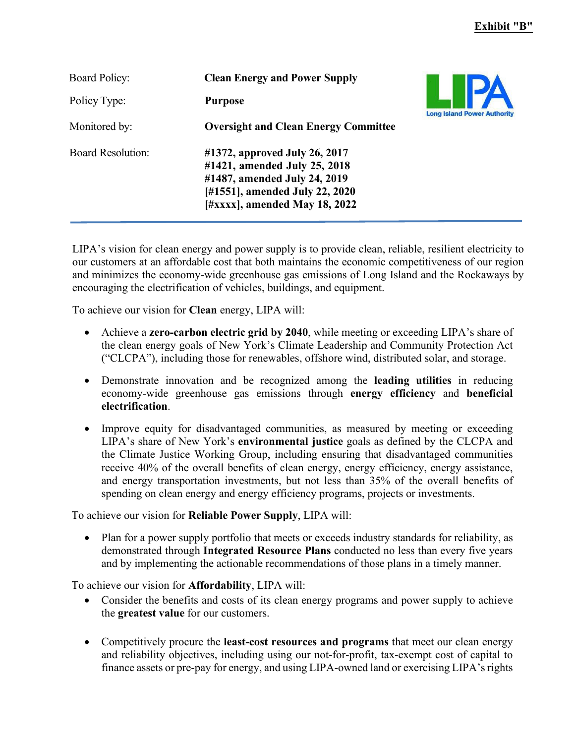**Exhibit "B"**

| | |
|---|---|
| Board Policy: | **Clean Energy and Power Supply** |
| Policy Type: | **Purpose** |
| Monitored by: | **Oversight and Clean Energy Committee** |
| Board Resolution: | **#1372, approved July 26, 2017**<br>**#1421, amended July 25, 2018**<br>**#1487, amended July 24, 2019**<br>**[#1551], amended July 22, 2020**<br>**[#xxxx], amended May 18, 2022** |

LIPA's vision for clean energy and power supply is to provide clean, reliable, resilient electricity to our customers at an affordable cost that both maintains the economic competitiveness of our region and minimizes the economy-wide greenhouse gas emissions of Long Island and the Rockaways by encouraging the electrification of vehicles, buildings, and equipment.

To achieve our vision for **Clean** energy, LIPA will:

- Achieve a **zero-carbon electric grid by 2040**, while meeting or exceeding LIPA's share of the clean energy goals of New York's Climate Leadership and Community Protection Act ("CLCPA"), including those for renewables, offshore wind, distributed solar, and storage.
- Demonstrate innovation and be recognized among the **leading utilities** in reducing economy-wide greenhouse gas emissions through **energy efficiency** and **beneficial electrification**.
- Improve equity for disadvantaged communities, as measured by meeting or exceeding LIPA's share of New York's **environmental justice** goals as defined by the CLCPA and the Climate Justice Working Group, including ensuring that disadvantaged communities receive 40% of the overall benefits of clean energy, energy efficiency, energy assistance, and energy transportation investments, but not less than 35% of the overall benefits of spending on clean energy and energy efficiency programs, projects or investments.

To achieve our vision for **Reliable Power Supply**, LIPA will:

- Plan for a power supply portfolio that meets or exceeds industry standards for reliability, as demonstrated through **Integrated Resource Plans** conducted no less than every five years and by implementing the actionable recommendations of those plans in a timely manner.

To achieve our vision for **Affordability**, LIPA will:

- Consider the benefits and costs of its clean energy programs and power supply to achieve the **greatest value** for our customers.
- Competitively procure the **least-cost resources and programs** that meet our clean energy and reliability objectives, including using our not-for-profit, tax-exempt cost of capital to finance assets or pre-pay for energy, and using LIPA-owned land or exercising LIPA's rights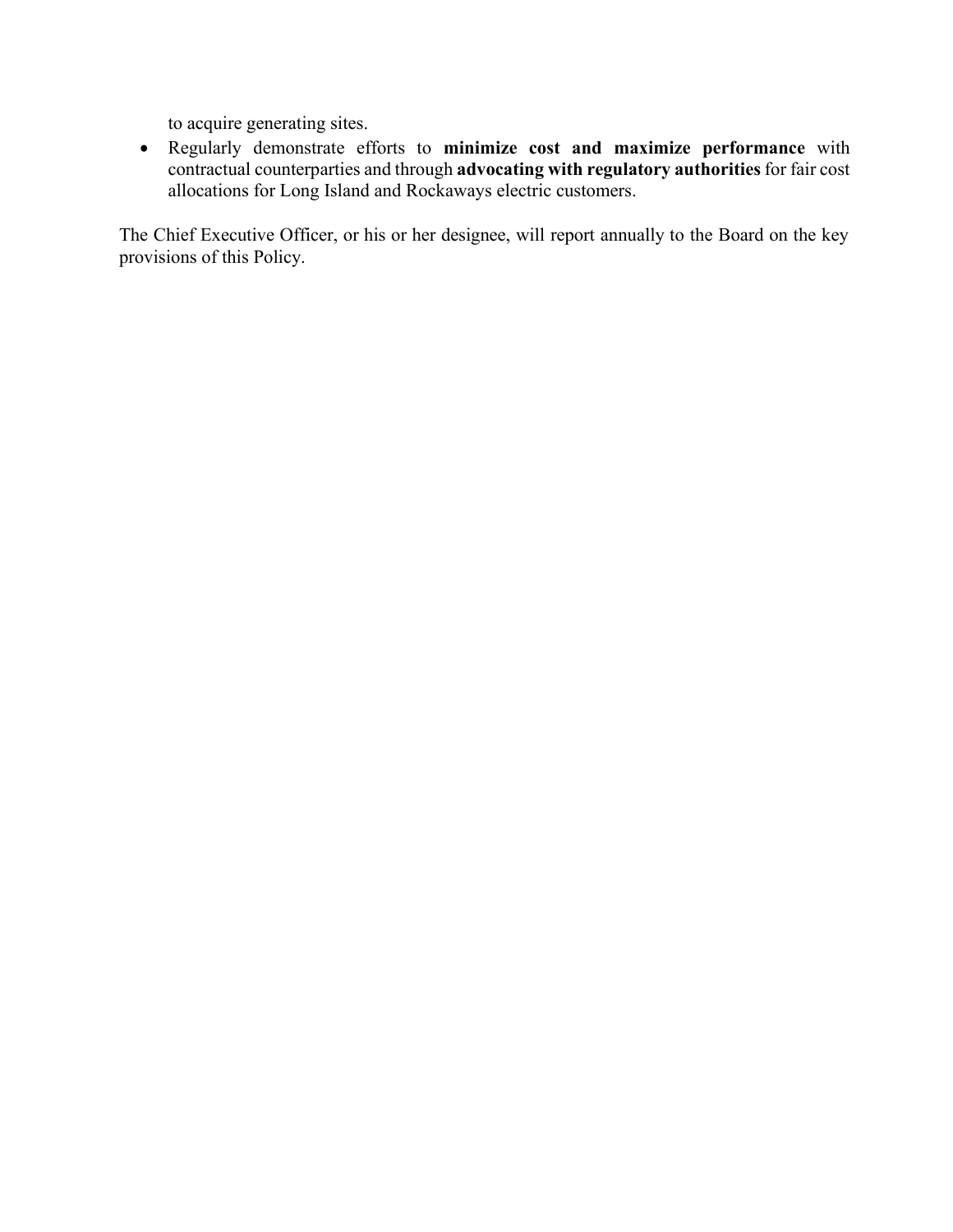to acquire generating sites.

- Regularly demonstrate efforts to **minimize cost and maximize performance** with contractual counterparties and through **advocating with regulatory authorities** for fair cost allocations for Long Island and Rockaways electric customers.

The Chief Executive Officer, or his or her designee, will report annually to the Board on the key provisions of this Policy.